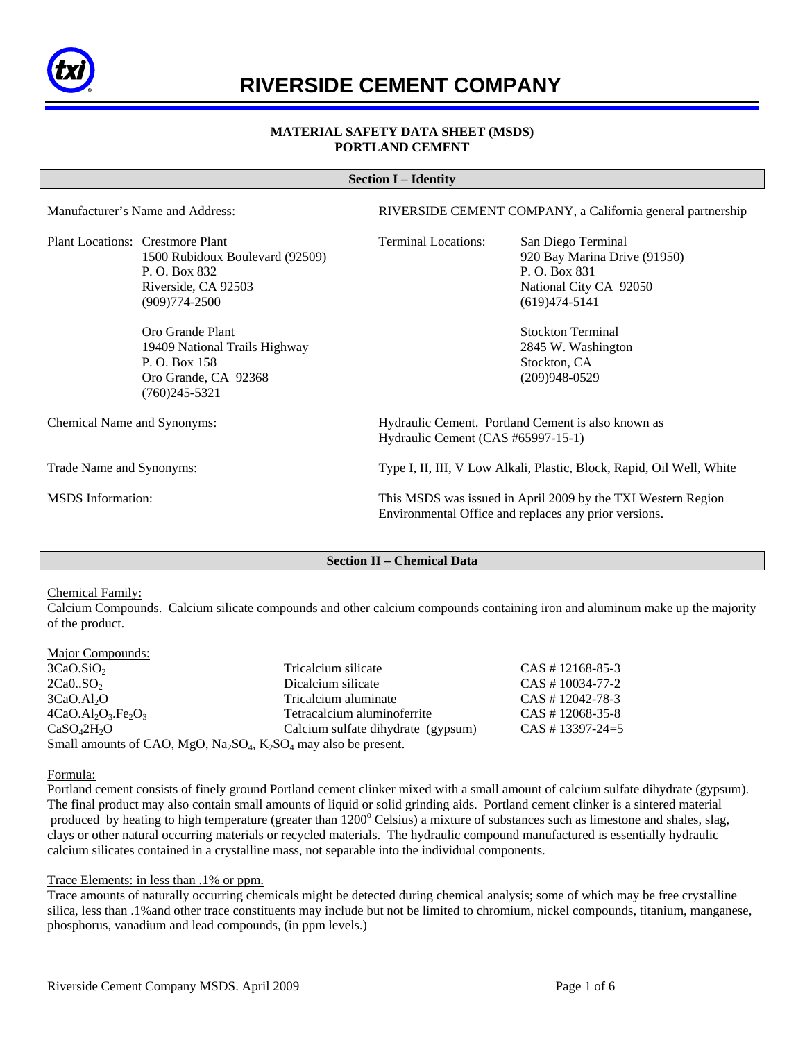# RIVERSIDE CEMENT COMPANY

**MATERIAL SAFETY DATA SHEET (MSDS)**
**PORTLAND CEMENT**

## Section I – Identity

Manufacturer's Name and Address: RIVERSIDE CEMENT COMPANY, a California general partnership

Plant Locations:

Crestmore Plant
1500 Rubidoux Boulevard (92509)
P. O. Box 832
Riverside, CA 92503
(909)774-2500

Oro Grande Plant
19409 National Trails Highway
P. O. Box 158
Oro Grande, CA 92368
(760)245-5321

Terminal Locations:

San Diego Terminal
920 Bay Marina Drive (91950)
P. O. Box 831
National City CA 92050
(619)474-5141

Stockton Terminal
2845 W. Washington
Stockton, CA
(209)948-0529

Chemical Name and Synonyms: Hydraulic Cement. Portland Cement is also known as Hydraulic Cement (CAS #65997-15-1)

Trade Name and Synonyms: Type I, II, III, V Low Alkali, Plastic, Block, Rapid, Oil Well, White

MSDS Information: This MSDS was issued in April 2009 by the TXI Western Region Environmental Office and replaces any prior versions.

## Section II – Chemical Data

Chemical Family:
Calcium Compounds. Calcium silicate compounds and other calcium compounds containing iron and aluminum make up the majority of the product.

Major Compounds:

| | | |
|---|---|---|
| $3CaO.SiO_2$ | Tricalcium silicate | CAS # 12168-85-3 |
| $2Ca0..SO_2$ | Dicalcium silicate | CAS # 10034-77-2 |
| $3CaO.Al_2O$ | Tricalcium aluminate | CAS # 12042-78-3 |
| $4CaO.Al_2O_3.Fe_2O_3$ | Tetracalcium aluminoferrite | CAS # 12068-35-8 |
| $CaSO_42H_2O$ | Calcium sulfate dihydrate (gypsum) | CAS # 13397-24=5 |

Small amounts of CAO, MgO, $Na_2SO_4$, $K_2SO_4$ may also be present.

Formula:
Portland cement consists of finely ground Portland cement clinker mixed with a small amount of calcium sulfate dihydrate (gypsum). The final product may also contain small amounts of liquid or solid grinding aids. Portland cement clinker is a sintered material produced by heating to high temperature (greater than $1200^o$ Celsius) a mixture of substances such as limestone and shales, slag, clays or other natural occurring materials or recycled materials. The hydraulic compound manufactured is essentially hydraulic calcium silicates contained in a crystalline mass, not separable into the individual components.

Trace Elements: in less than .1% or ppm.
Trace amounts of naturally occurring chemicals might be detected during chemical analysis; some of which may be free crystalline silica, less than .1%and other trace constituents may include but not be limited to chromium, nickel compounds, titanium, manganese, phosphorus, vanadium and lead compounds, (in ppm levels.)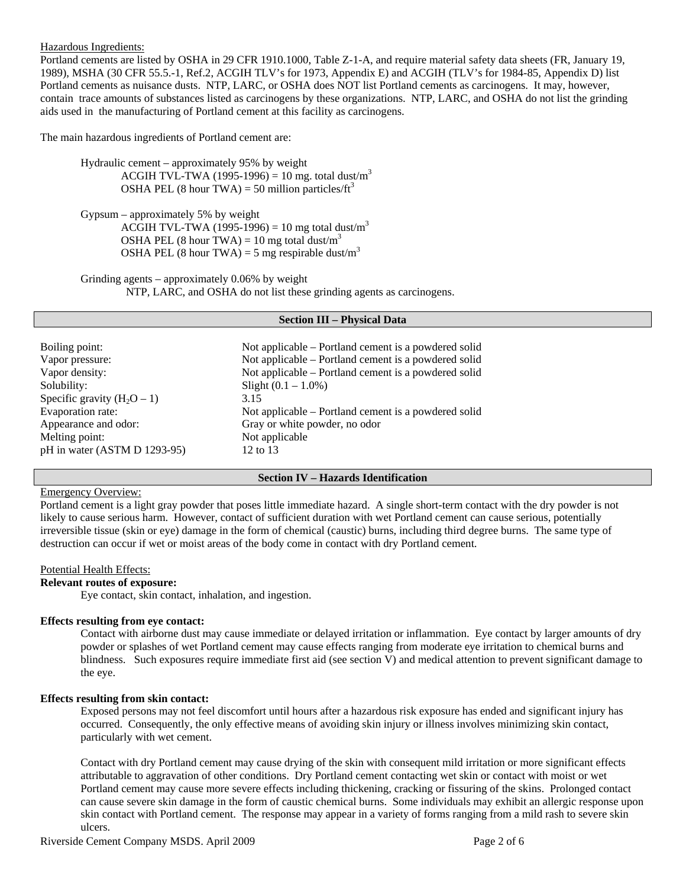Hazardous Ingredients:

Portland cements are listed by OSHA in 29 CFR 1910.1000, Table Z-1-A, and require material safety data sheets (FR, January 19, 1989), MSHA (30 CFR 55.5.-1, Ref.2, ACGIH TLV's for 1973, Appendix E) and ACGIH (TLV's for 1984-85, Appendix D) list Portland cements as nuisance dusts. NTP, LARC, or OSHA does NOT list Portland cements as carcinogens. It may, however, contain trace amounts of substances listed as carcinogens by these organizations. NTP, LARC, and OSHA do not list the grinding aids used in the manufacturing of Portland cement at this facility as carcinogens.

The main hazardous ingredients of Portland cement are:

Hydraulic cement – approximately 95% by weight
- ACGIH TVL-TWA (1995-1996) = 10 mg. total dust/$m^3$
- OSHA PEL (8 hour TWA) = 50 million particles/$ft^3$

Gypsum – approximately 5% by weight
- ACGIH TVL-TWA (1995-1996) = 10 mg total dust/$m^3$
- OSHA PEL (8 hour TWA) = 10 mg total dust/$m^3$
- OSHA PEL (8 hour TWA) = 5 mg respirable dust/$m^3$

Grinding agents – approximately 0.06% by weight
- NTP, LARC, and OSHA do not list these grinding agents as carcinogens.

## Section III – Physical Data

| | |
|---|---|
| Boiling point: | Not applicable – Portland cement is a powdered solid |
| Vapor pressure: | Not applicable – Portland cement is a powdered solid |
| Vapor density: | Not applicable – Portland cement is a powdered solid |
| Solubility: | Slight (0.1 – 1.0%) |
| Specific gravity ($H_2O$ – 1) | 3.15 |
| Evaporation rate: | Not applicable – Portland cement is a powdered solid |
| Appearance and odor: | Gray or white powder, no odor |
| Melting point: | Not applicable |
| pH in water (ASTM D 1293-95) | 12 to 13 |

## Section IV – Hazards Identification

Emergency Overview:

Portland cement is a light gray powder that poses little immediate hazard. A single short-term contact with the dry powder is not likely to cause serious harm. However, contact of sufficient duration with wet Portland cement can cause serious, potentially irreversible tissue (skin or eye) damage in the form of chemical (caustic) burns, including third degree burns. The same type of destruction can occur if wet or moist areas of the body come in contact with dry Portland cement.

Potential Health Effects:

**Relevant routes of exposure:**

Eye contact, skin contact, inhalation, and ingestion.

**Effects resulting from eye contact:**

Contact with airborne dust may cause immediate or delayed irritation or inflammation. Eye contact by larger amounts of dry powder or splashes of wet Portland cement may cause effects ranging from moderate eye irritation to chemical burns and blindness. Such exposures require immediate first aid (see section V) and medical attention to prevent significant damage to the eye.

**Effects resulting from skin contact:**

Exposed persons may not feel discomfort until hours after a hazardous risk exposure has ended and significant injury has occurred. Consequently, the only effective means of avoiding skin injury or illness involves minimizing skin contact, particularly with wet cement.

Contact with dry Portland cement may cause drying of the skin with consequent mild irritation or more significant effects attributable to aggravation of other conditions. Dry Portland cement contacting wet skin or contact with moist or wet Portland cement may cause more severe effects including thickening, cracking or fissuring of the skins. Prolonged contact can cause severe skin damage in the form of caustic chemical burns. Some individuals may exhibit an allergic response upon skin contact with Portland cement. The response may appear in a variety of forms ranging from a mild rash to severe skin ulcers.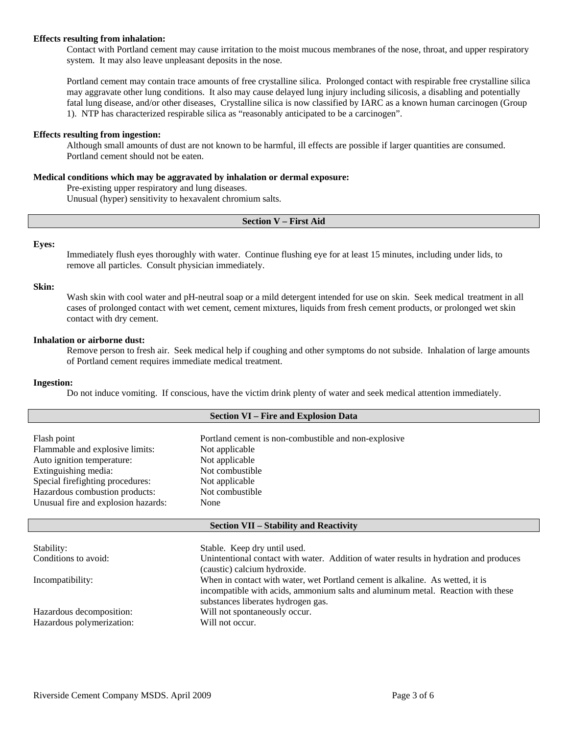**Effects resulting from inhalation:**

Contact with Portland cement may cause irritation to the moist mucous membranes of the nose, throat, and upper respiratory system. It may also leave unpleasant deposits in the nose.

Portland cement may contain trace amounts of free crystalline silica. Prolonged contact with respirable free crystalline silica may aggravate other lung conditions. It also may cause delayed lung injury including silicosis, a disabling and potentially fatal lung disease, and/or other diseases, Crystalline silica is now classified by IARC as a known human carcinogen (Group 1). NTP has characterized respirable silica as "reasonably anticipated to be a carcinogen".

**Effects resulting from ingestion:**

Although small amounts of dust are not known to be harmful, ill effects are possible if larger quantities are consumed. Portland cement should not be eaten.

**Medical conditions which may be aggravated by inhalation or dermal exposure:**

Pre-existing upper respiratory and lung diseases.
Unusual (hyper) sensitivity to hexavalent chromium salts.

## Section V – First Aid

**Eyes:**

Immediately flush eyes thoroughly with water. Continue flushing eye for at least 15 minutes, including under lids, to remove all particles. Consult physician immediately.

**Skin:**

Wash skin with cool water and pH-neutral soap or a mild detergent intended for use on skin. Seek medical treatment in all cases of prolonged contact with wet cement, cement mixtures, liquids from fresh cement products, or prolonged wet skin contact with dry cement.

**Inhalation or airborne dust:**

Remove person to fresh air. Seek medical help if coughing and other symptoms do not subside. Inhalation of large amounts of Portland cement requires immediate medical treatment.

**Ingestion:**

Do not induce vomiting. If conscious, have the victim drink plenty of water and seek medical attention immediately.

## Section VI – Fire and Explosion Data

| | |
|---|---|
| Flash point | Portland cement is non-combustible and non-explosive |
| Flammable and explosive limits: | Not applicable |
| Auto ignition temperature: | Not applicable |
| Extinguishing media: | Not combustible |
| Special firefighting procedures: | Not applicable |
| Hazardous combustion products: | Not combustible |
| Unusual fire and explosion hazards: | None |

## Section VII – Stability and Reactivity

| | |
|---|---|
| Stability: | Stable. Keep dry until used. |
| Conditions to avoid: | Unintentional contact with water. Addition of water results in hydration and produces (caustic) calcium hydroxide. |
| Incompatibility: | When in contact with water, wet Portland cement is alkaline. As wetted, it is incompatible with acids, ammonium salts and aluminum metal. Reaction with these substances liberates hydrogen gas. |
| Hazardous decomposition: | Will not spontaneously occur. |
| Hazardous polymerization: | Will not occur. |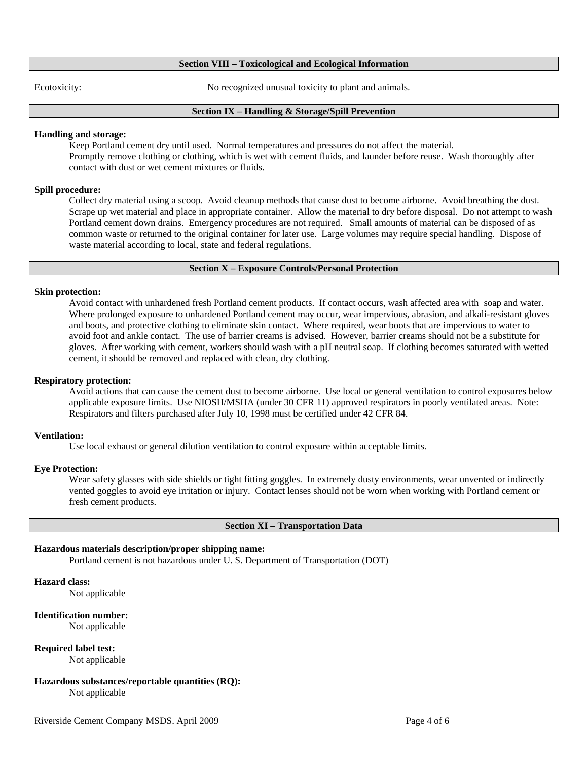## Section VIII – Toxicological and Ecological Information

Ecotoxicity: No recognized unusual toxicity to plant and animals.

## Section IX – Handling & Storage/Spill Prevention

**Handling and storage:**

Keep Portland cement dry until used. Normal temperatures and pressures do not affect the material. Promptly remove clothing or clothing, which is wet with cement fluids, and launder before reuse. Wash thoroughly after contact with dust or wet cement mixtures or fluids.

**Spill procedure:**

Collect dry material using a scoop. Avoid cleanup methods that cause dust to become airborne. Avoid breathing the dust. Scrape up wet material and place in appropriate container. Allow the material to dry before disposal. Do not attempt to wash Portland cement down drains. Emergency procedures are not required. Small amounts of material can be disposed of as common waste or returned to the original container for later use. Large volumes may require special handling. Dispose of waste material according to local, state and federal regulations.

## Section X – Exposure Controls/Personal Protection

**Skin protection:**

Avoid contact with unhardened fresh Portland cement products. If contact occurs, wash affected area with soap and water. Where prolonged exposure to unhardened Portland cement may occur, wear impervious, abrasion, and alkali-resistant gloves and boots, and protective clothing to eliminate skin contact. Where required, wear boots that are impervious to water to avoid foot and ankle contact. The use of barrier creams is advised. However, barrier creams should not be a substitute for gloves. After working with cement, workers should wash with a pH neutral soap. If clothing becomes saturated with wetted cement, it should be removed and replaced with clean, dry clothing.

**Respiratory protection:**

Avoid actions that can cause the cement dust to become airborne. Use local or general ventilation to control exposures below applicable exposure limits. Use NIOSH/MSHA (under 30 CFR 11) approved respirators in poorly ventilated areas. Note: Respirators and filters purchased after July 10, 1998 must be certified under 42 CFR 84.

**Ventilation:**

Use local exhaust or general dilution ventilation to control exposure within acceptable limits.

**Eye Protection:**

Wear safety glasses with side shields or tight fitting goggles. In extremely dusty environments, wear unvented or indirectly vented goggles to avoid eye irritation or injury. Contact lenses should not be worn when working with Portland cement or fresh cement products.

## Section XI – Transportation Data

**Hazardous materials description/proper shipping name:**

Portland cement is not hazardous under U. S. Department of Transportation (DOT)

**Hazard class:**

Not applicable

**Identification number:**

Not applicable

**Required label test:**

Not applicable

**Hazardous substances/reportable quantities (RQ):**

Not applicable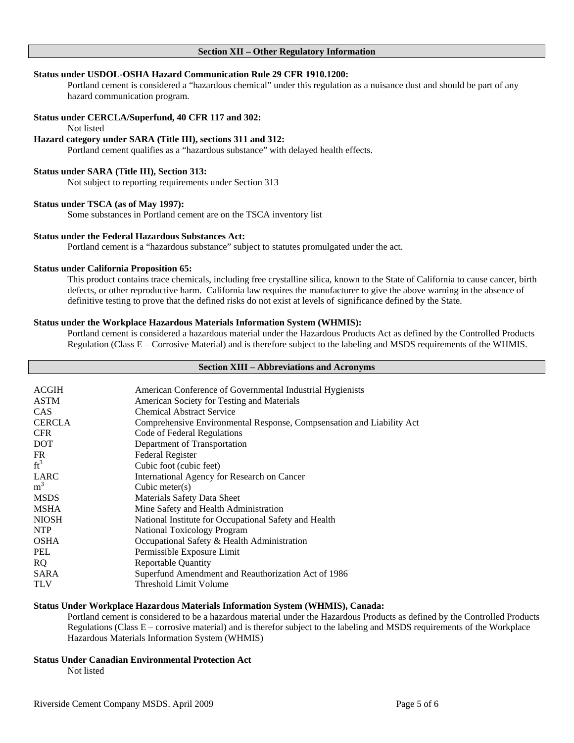## Section XII – Other Regulatory Information

**Status under USDOL-OSHA Hazard Communication Rule 29 CFR 1910.1200:**
Portland cement is considered a "hazardous chemical" under this regulation as a nuisance dust and should be part of any hazard communication program.

**Status under CERCLA/Superfund, 40 CFR 117 and 302:**
Not listed

**Hazard category under SARA (Title III), sections 311 and 312:**
Portland cement qualifies as a "hazardous substance" with delayed health effects.

**Status under SARA (Title III), Section 313:**
Not subject to reporting requirements under Section 313

**Status under TSCA (as of May 1997):**
Some substances in Portland cement are on the TSCA inventory list

**Status under the Federal Hazardous Substances Act:**
Portland cement is a "hazardous substance" subject to statutes promulgated under the act.

**Status under California Proposition 65:**
This product contains trace chemicals, including free crystalline silica, known to the State of California to cause cancer, birth defects, or other reproductive harm. California law requires the manufacturer to give the above warning in the absence of definitive testing to prove that the defined risks do not exist at levels of significance defined by the State.

**Status under the Workplace Hazardous Materials Information System (WHMIS):**
Portland cement is considered a hazardous material under the Hazardous Products Act as defined by the Controlled Products Regulation (Class E – Corrosive Material) and is therefore subject to the labeling and MSDS requirements of the WHMIS.

## Section XIII – Abbreviations and Acronyms

| | |
|---|---|
| ACGIH | American Conference of Governmental Industrial Hygienists |
| ASTM | American Society for Testing and Materials |
| CAS | Chemical Abstract Service |
| CERCLA | Comprehensive Environmental Response, Compsensation and Liability Act |
| CFR | Code of Federal Regulations |
| DOT | Department of Transportation |
| FR | Federal Register |
| $ft^3$ | Cubic foot (cubic feet) |
| LARC | International Agency for Research on Cancer |
| $m^3$ | Cubic meter(s) |
| MSDS | Materials Safety Data Sheet |
| MSHA | Mine Safety and Health Administration |
| NIOSH | National Institute for Occupational Safety and Health |
| NTP | National Toxicology Program |
| OSHA | Occupational Safety & Health Administration |
| PEL | Permissible Exposure Limit |
| RQ | Reportable Quantity |
| SARA | Superfund Amendment and Reauthorization Act of 1986 |
| TLV | Threshold Limit Volume |

**Status Under Workplace Hazardous Materials Information System (WHMIS), Canada:**
Portland cement is considered to be a hazardous material under the Hazardous Products as defined by the Controlled Products Regulations (Class E – corrosive material) and is therefor subject to the labeling and MSDS requirements of the Workplace Hazardous Materials Information System (WHMIS)

**Status Under Canadian Environmental Protection Act**
Not listed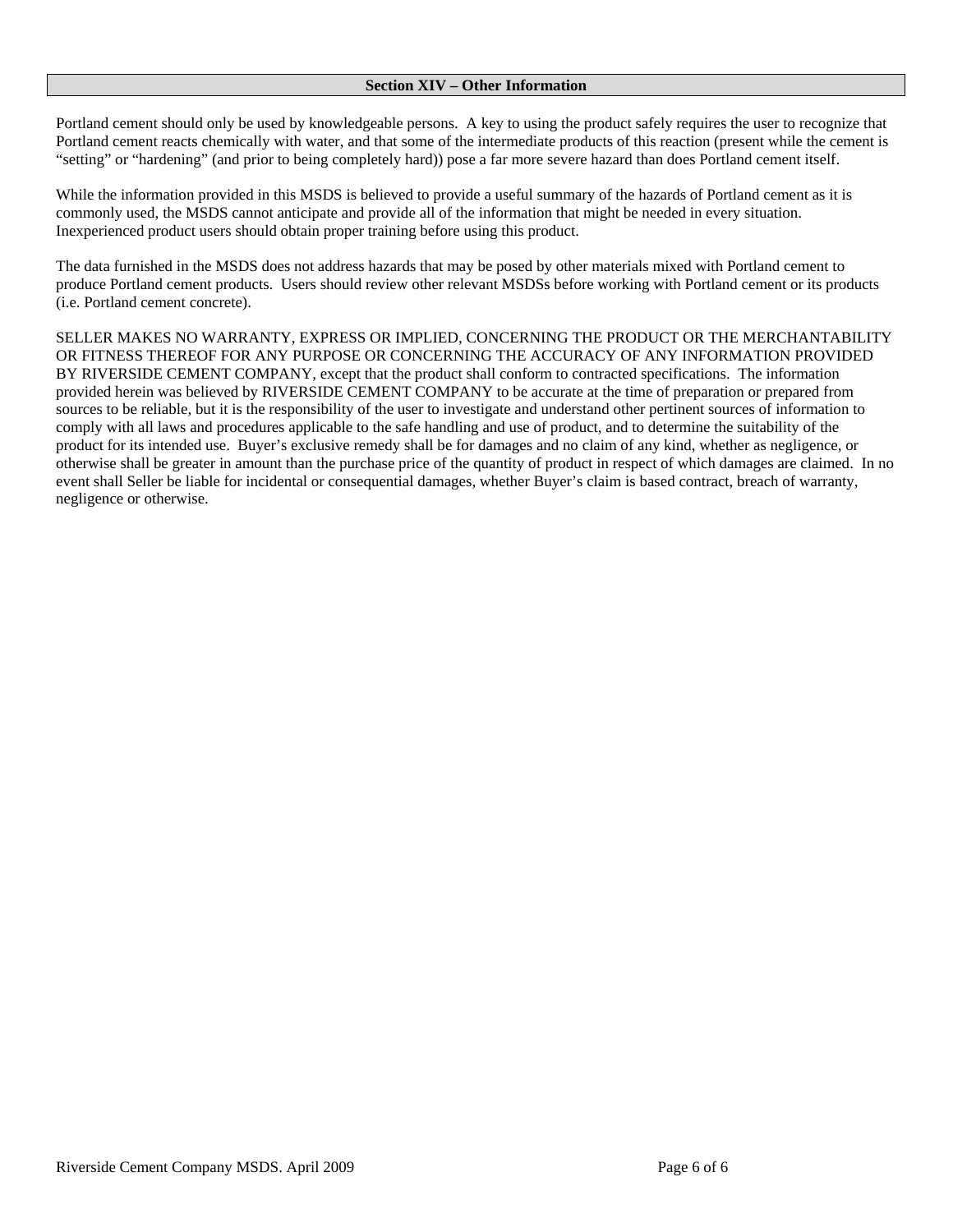## Section XIV – Other Information

Portland cement should only be used by knowledgeable persons. A key to using the product safely requires the user to recognize that Portland cement reacts chemically with water, and that some of the intermediate products of this reaction (present while the cement is "setting" or "hardening" (and prior to being completely hard)) pose a far more severe hazard than does Portland cement itself.

While the information provided in this MSDS is believed to provide a useful summary of the hazards of Portland cement as it is commonly used, the MSDS cannot anticipate and provide all of the information that might be needed in every situation. Inexperienced product users should obtain proper training before using this product.

The data furnished in the MSDS does not address hazards that may be posed by other materials mixed with Portland cement to produce Portland cement products. Users should review other relevant MSDSs before working with Portland cement or its products (i.e. Portland cement concrete).

SELLER MAKES NO WARRANTY, EXPRESS OR IMPLIED, CONCERNING THE PRODUCT OR THE MERCHANTABILITY OR FITNESS THEREOF FOR ANY PURPOSE OR CONCERNING THE ACCURACY OF ANY INFORMATION PROVIDED BY RIVERSIDE CEMENT COMPANY, except that the product shall conform to contracted specifications. The information provided herein was believed by RIVERSIDE CEMENT COMPANY to be accurate at the time of preparation or prepared from sources to be reliable, but it is the responsibility of the user to investigate and understand other pertinent sources of information to comply with all laws and procedures applicable to the safe handling and use of product, and to determine the suitability of the product for its intended use. Buyer's exclusive remedy shall be for damages and no claim of any kind, whether as negligence, or otherwise shall be greater in amount than the purchase price of the quantity of product in respect of which damages are claimed. In no event shall Seller be liable for incidental or consequential damages, whether Buyer's claim is based contract, breach of warranty, negligence or otherwise.